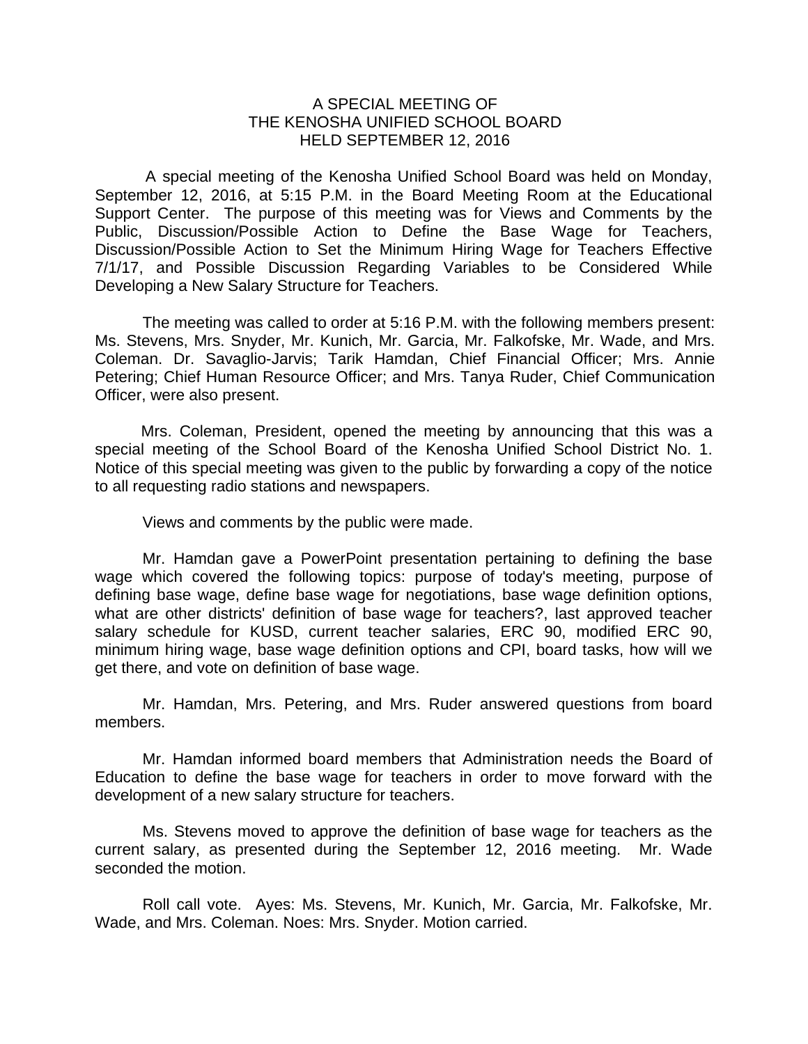# A SPECIAL MEETING OF THE KENOSHA UNIFIED SCHOOL BOARD HELD SEPTEMBER 12, 2016

A special meeting of the Kenosha Unified School Board was held on Monday, September 12, 2016, at 5:15 P.M. in the Board Meeting Room at the Educational Support Center. The purpose of this meeting was for Views and Comments by the Public, Discussion/Possible Action to Define the Base Wage for Teachers, Discussion/Possible Action to Set the Minimum Hiring Wage for Teachers Effective 7/1/17, and Possible Discussion Regarding Variables to be Considered While Developing a New Salary Structure for Teachers.

The meeting was called to order at 5:16 P.M. with the following members present: Ms. Stevens, Mrs. Snyder, Mr. Kunich, Mr. Garcia, Mr. Falkofske, Mr. Wade, and Mrs. Coleman. Dr. Savaglio-Jarvis; Tarik Hamdan, Chief Financial Officer; Mrs. Annie Petering; Chief Human Resource Officer; and Mrs. Tanya Ruder, Chief Communication Officer, were also present.

Mrs. Coleman, President, opened the meeting by announcing that this was a special meeting of the School Board of the Kenosha Unified School District No. 1. Notice of this special meeting was given to the public by forwarding a copy of the notice to all requesting radio stations and newspapers.

Views and comments by the public were made.

Mr. Hamdan gave a PowerPoint presentation pertaining to defining the base wage which covered the following topics: purpose of today's meeting, purpose of defining base wage, define base wage for negotiations, base wage definition options, what are other districts' definition of base wage for teachers?, last approved teacher salary schedule for KUSD, current teacher salaries, ERC 90, modified ERC 90, minimum hiring wage, base wage definition options and CPI, board tasks, how will we get there, and vote on definition of base wage.

Mr. Hamdan, Mrs. Petering, and Mrs. Ruder answered questions from board members.

Mr. Hamdan informed board members that Administration needs the Board of Education to define the base wage for teachers in order to move forward with the development of a new salary structure for teachers.

Ms. Stevens moved to approve the definition of base wage for teachers as the current salary, as presented during the September 12, 2016 meeting. Mr. Wade seconded the motion.

Roll call vote. Ayes: Ms. Stevens, Mr. Kunich, Mr. Garcia, Mr. Falkofske, Mr. Wade, and Mrs. Coleman. Noes: Mrs. Snyder. Motion carried.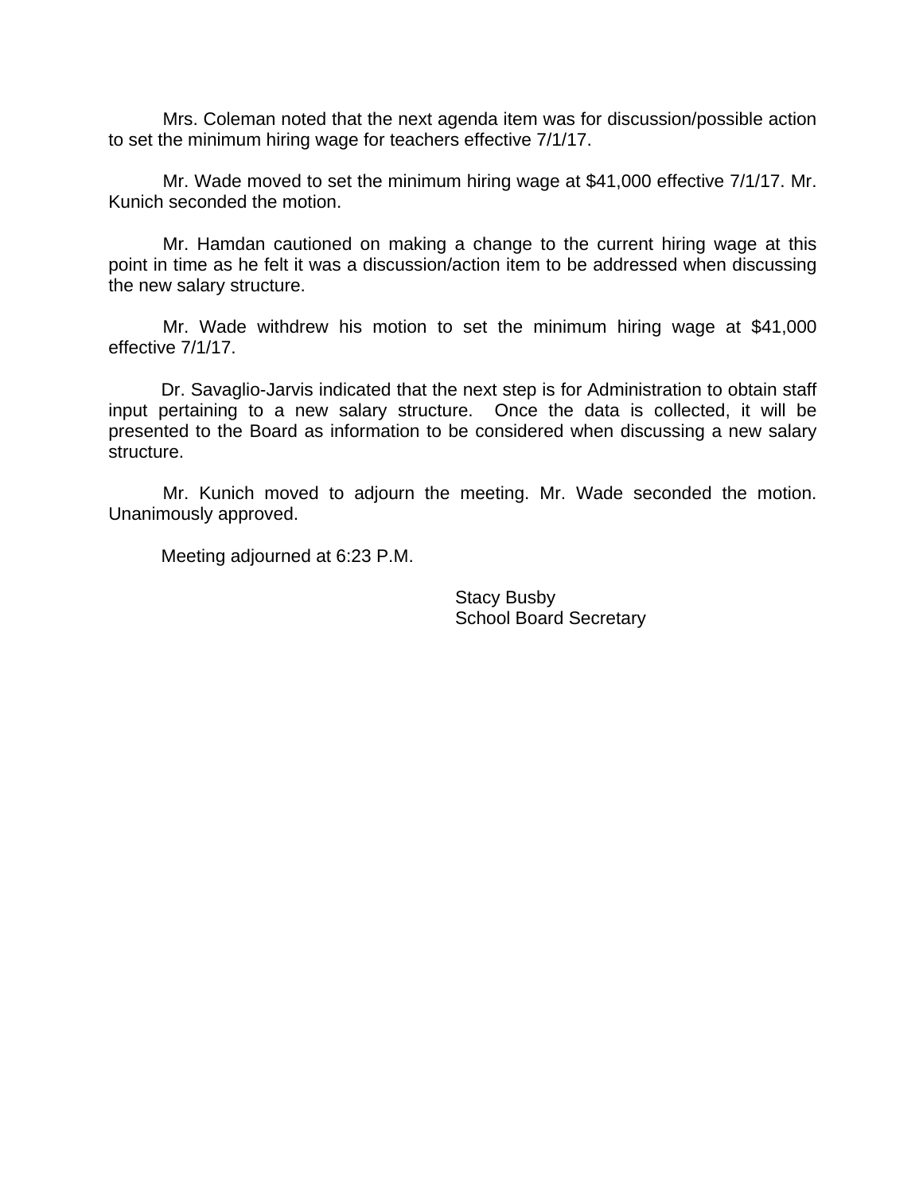Mrs. Coleman noted that the next agenda item was for discussion/possible action to set the minimum hiring wage for teachers effective 7/1/17.

Mr. Wade moved to set the minimum hiring wage at $41,000 effective 7/1/17. Mr. Kunich seconded the motion.

Mr. Hamdan cautioned on making a change to the current hiring wage at this point in time as he felt it was a discussion/action item to be addressed when discussing the new salary structure.

Mr. Wade withdrew his motion to set the minimum hiring wage at $41,000 effective 7/1/17.

Dr. Savaglio-Jarvis indicated that the next step is for Administration to obtain staff input pertaining to a new salary structure. Once the data is collected, it will be presented to the Board as information to be considered when discussing a new salary structure.

Mr. Kunich moved to adjourn the meeting. Mr. Wade seconded the motion. Unanimously approved.

Meeting adjourned at 6:23 P.M.

Stacy Busby
School Board Secretary